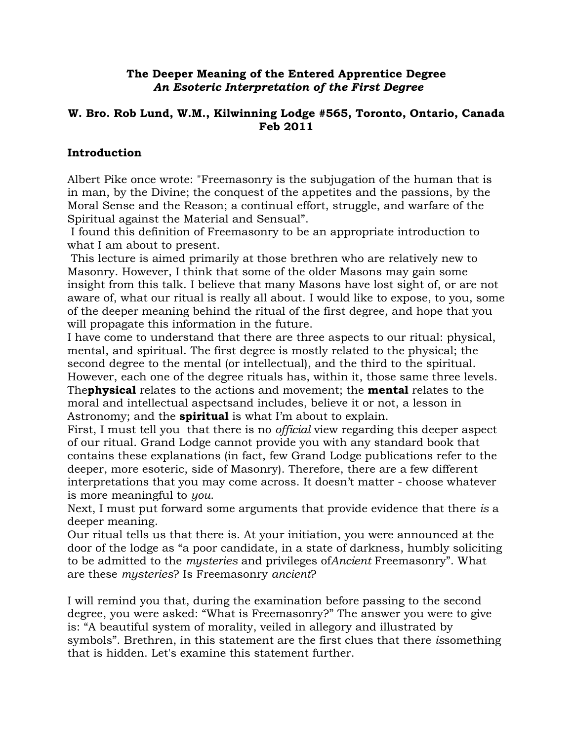**The Deeper Meaning of the Entered Apprentice Degree**
***An Esoteric Interpretation of the First Degree***

**W. Bro. Rob Lund, W.M., Kilwinning Lodge #565, Toronto, Ontario, Canada**
**Feb 2011**

## Introduction

Albert Pike once wrote: "Freemasonry is the subjugation of the human that is in man, by the Divine; the conquest of the appetites and the passions, by the Moral Sense and the Reason; a continual effort, struggle, and warfare of the Spiritual against the Material and Sensual".

I found this definition of Freemasonry to be an appropriate introduction to what I am about to present.

This lecture is aimed primarily at those brethren who are relatively new to Masonry. However, I think that some of the older Masons may gain some insight from this talk. I believe that many Masons have lost sight of, or are not aware of, what our ritual is really all about. I would like to expose, to you, some of the deeper meaning behind the ritual of the first degree, and hope that you will propagate this information in the future.

I have come to understand that there are three aspects to our ritual: physical, mental, and spiritual. The first degree is mostly related to the physical; the second degree to the mental (or intellectual), and the third to the spiritual. However, each one of the degree rituals has, within it, those same three levels. The**physical** relates to the actions and movement; the **mental** relates to the moral and intellectual aspectsand includes, believe it or not, a lesson in Astronomy; and the **spiritual** is what I'm about to explain.

First, I must tell you that there is no *official* view regarding this deeper aspect of our ritual. Grand Lodge cannot provide you with any standard book that contains these explanations (in fact, few Grand Lodge publications refer to the deeper, more esoteric, side of Masonry). Therefore, there are a few different interpretations that you may come across. It doesn't matter - choose whatever is more meaningful to *you*.

Next, I must put forward some arguments that provide evidence that there *is* a deeper meaning.

Our ritual tells us that there is. At your initiation, you were announced at the door of the lodge as "a poor candidate, in a state of darkness, humbly soliciting to be admitted to the *mysteries* and privileges of*Ancient* Freemasonry". What are these *mysteries*? Is Freemasonry *ancient*?

I will remind you that, during the examination before passing to the second degree, you were asked: "What is Freemasonry?" The answer you were to give is: "A beautiful system of morality, veiled in allegory and illustrated by symbols". Brethren, in this statement are the first clues that there *is*something that is hidden. Let's examine this statement further.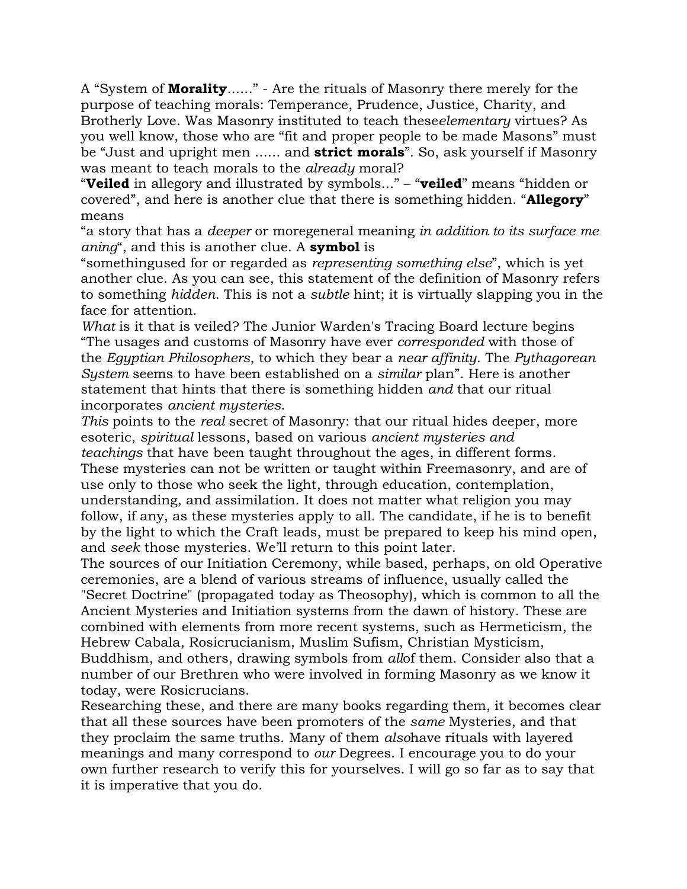A "System of **Morality**......" - Are the rituals of Masonry there merely for the purpose of teaching morals: Temperance, Prudence, Justice, Charity, and Brotherly Love. Was Masonry instituted to teach these*elementary* virtues? As you well know, those who are "fit and proper people to be made Masons" must be "Just and upright men ...... and **strict morals**". So, ask yourself if Masonry was meant to teach morals to the *already* moral?

"**Veiled** in allegory and illustrated by symbols..." – "**veiled**" means "hidden or covered", and here is another clue that there is something hidden. "**Allegory**" means
"a story that has a *deeper* or moregeneral meaning *in addition to its surface me aning*", and this is another clue. A **symbol** is
"somethingused for or regarded as *representing something else*", which is yet another clue. As you can see, this statement of the definition of Masonry refers to something *hidden*. This is not a *subtle* hint; it is virtually slapping you in the face for attention.

*What* is it that is veiled? The Junior Warden's Tracing Board lecture begins "The usages and customs of Masonry have ever *corresponded* with those of the *Egyptian Philosophers*, to which they bear a *near affinity*. The *Pythagorean System* seems to have been established on a *similar* plan". Here is another statement that hints that there is something hidden *and* that our ritual incorporates *ancient mysteries*.

*This* points to the *real* secret of Masonry: that our ritual hides deeper, more esoteric, *spiritual* lessons, based on various *ancient mysteries and teachings* that have been taught throughout the ages, in different forms. These mysteries can not be written or taught within Freemasonry, and are of use only to those who seek the light, through education, contemplation, understanding, and assimilation. It does not matter what religion you may follow, if any, as these mysteries apply to all. The candidate, if he is to benefit by the light to which the Craft leads, must be prepared to keep his mind open, and *seek* those mysteries. We'll return to this point later.

The sources of our Initiation Ceremony, while based, perhaps, on old Operative ceremonies, are a blend of various streams of influence, usually called the "Secret Doctrine" (propagated today as Theosophy), which is common to all the Ancient Mysteries and Initiation systems from the dawn of history. These are combined with elements from more recent systems, such as Hermeticism, the Hebrew Cabala, Rosicrucianism, Muslim Sufism, Christian Mysticism, Buddhism, and others, drawing symbols from *all*of them. Consider also that a number of our Brethren who were involved in forming Masonry as we know it today, were Rosicrucians.

Researching these, and there are many books regarding them, it becomes clear that all these sources have been promoters of the *same* Mysteries, and that they proclaim the same truths. Many of them *also*have rituals with layered meanings and many correspond to *our* Degrees. I encourage you to do your own further research to verify this for yourselves. I will go so far as to say that it is imperative that you do.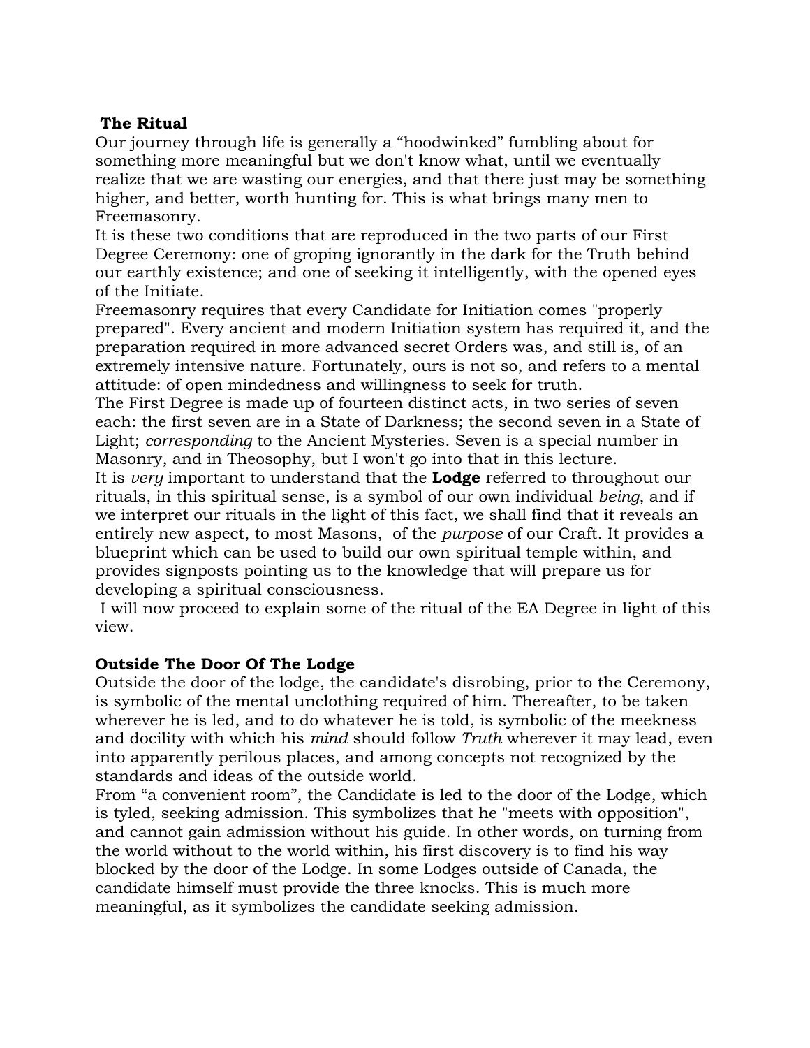**The Ritual**

Our journey through life is generally a "hoodwinked" fumbling about for something more meaningful but we don't know what, until we eventually realize that we are wasting our energies, and that there just may be something higher, and better, worth hunting for. This is what brings many men to Freemasonry.

It is these two conditions that are reproduced in the two parts of our First Degree Ceremony: one of groping ignorantly in the dark for the Truth behind our earthly existence; and one of seeking it intelligently, with the opened eyes of the Initiate.

Freemasonry requires that every Candidate for Initiation comes "properly prepared". Every ancient and modern Initiation system has required it, and the preparation required in more advanced secret Orders was, and still is, of an extremely intensive nature. Fortunately, ours is not so, and refers to a mental attitude: of open mindedness and willingness to seek for truth.

The First Degree is made up of fourteen distinct acts, in two series of seven each: the first seven are in a State of Darkness; the second seven in a State of Light; *corresponding* to the Ancient Mysteries. Seven is a special number in Masonry, and in Theosophy, but I won't go into that in this lecture.

It is *very* important to understand that the **Lodge** referred to throughout our rituals, in this spiritual sense, is a symbol of our own individual *being*, and if we interpret our rituals in the light of this fact, we shall find that it reveals an entirely new aspect, to most Masons, of the *purpose* of our Craft. It provides a blueprint which can be used to build our own spiritual temple within, and provides signposts pointing us to the knowledge that will prepare us for developing a spiritual consciousness.

I will now proceed to explain some of the ritual of the EA Degree in light of this view.

**Outside The Door Of The Lodge**

Outside the door of the lodge, the candidate's disrobing, prior to the Ceremony, is symbolic of the mental unclothing required of him. Thereafter, to be taken wherever he is led, and to do whatever he is told, is symbolic of the meekness and docility with which his *mind* should follow *Truth* wherever it may lead, even into apparently perilous places, and among concepts not recognized by the standards and ideas of the outside world.

From "a convenient room", the Candidate is led to the door of the Lodge, which is tyled, seeking admission. This symbolizes that he "meets with opposition", and cannot gain admission without his guide. In other words, on turning from the world without to the world within, his first discovery is to find his way blocked by the door of the Lodge. In some Lodges outside of Canada, the candidate himself must provide the three knocks. This is much more meaningful, as it symbolizes the candidate seeking admission.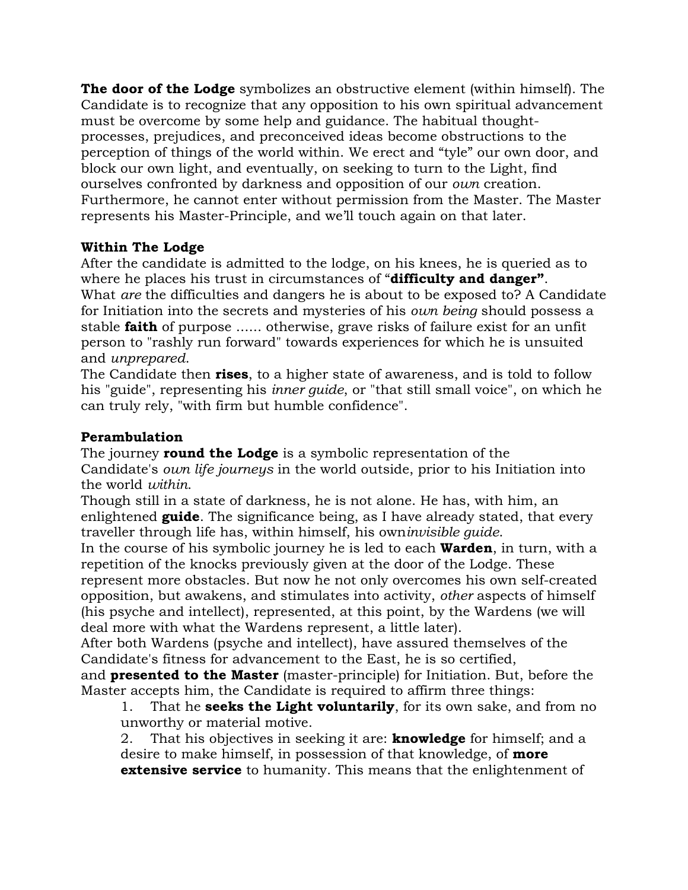**The door of the Lodge** symbolizes an obstructive element (within himself). The Candidate is to recognize that any opposition to his own spiritual advancement must be overcome by some help and guidance. The habitual thought-processes, prejudices, and preconceived ideas become obstructions to the perception of things of the world within. We erect and "tyle" our own door, and block our own light, and eventually, on seeking to turn to the Light, find ourselves confronted by darkness and opposition of our *own* creation. Furthermore, he cannot enter without permission from the Master. The Master represents his Master-Principle, and we'll touch again on that later.

**Within The Lodge**

After the candidate is admitted to the lodge, on his knees, he is queried as to where he places his trust in circumstances of "**difficulty and danger"**.

What *are* the difficulties and dangers he is about to be exposed to? A Candidate for Initiation into the secrets and mysteries of his *own being* should possess a stable **faith** of purpose ...... otherwise, grave risks of failure exist for an unfit person to "rashly run forward" towards experiences for which he is unsuited and *unprepared*.

The Candidate then **rises**, to a higher state of awareness, and is told to follow his "guide", representing his *inner guide*, or "that still small voice", on which he can truly rely, "with firm but humble confidence".

**Perambulation**

The journey **round the Lodge** is a symbolic representation of the Candidate's *own life journeys* in the world outside, prior to his Initiation into the world *within.*

Though still in a state of darkness, he is not alone. He has, with him, an enlightened **guide**. The significance being, as I have already stated, that every traveller through life has, within himself, his own*invisible guide*.

In the course of his symbolic journey he is led to each **Warden**, in turn, with a repetition of the knocks previously given at the door of the Lodge. These represent more obstacles. But now he not only overcomes his own self-created opposition, but awakens, and stimulates into activity, *other* aspects of himself (his psyche and intellect), represented, at this point, by the Wardens (we will deal more with what the Wardens represent, a little later).

After both Wardens (psyche and intellect), have assured themselves of the Candidate's fitness for advancement to the East, he is so certified, and **presented to the Master** (master-principle) for Initiation. But, before the Master accepts him, the Candidate is required to affirm three things:

1. That he **seeks the Light voluntarily**, for its own sake, and from no unworthy or material motive.
2. That his objectives in seeking it are: **knowledge** for himself; and a desire to make himself, in possession of that knowledge, of **more extensive service** to humanity. This means that the enlightenment of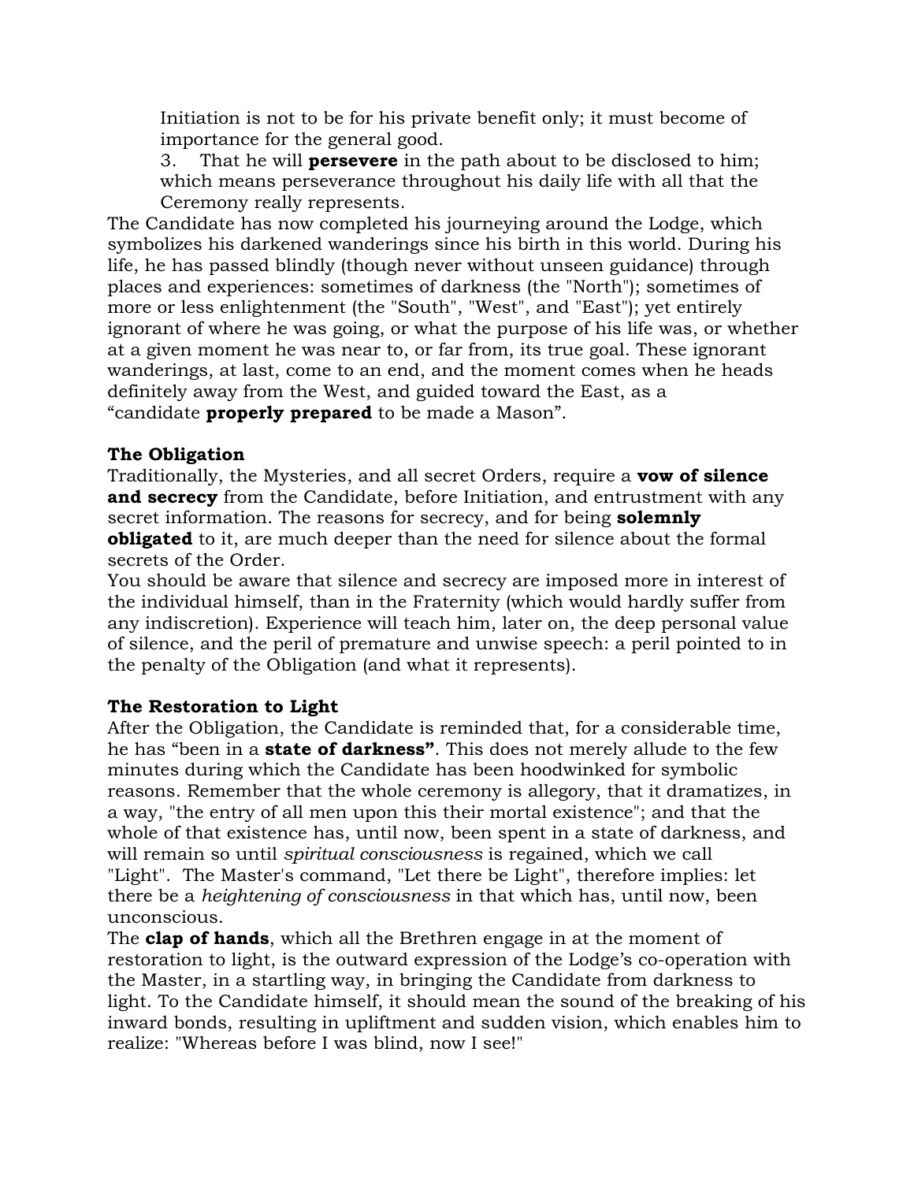Initiation is not to be for his private benefit only; it must become of importance for the general good.

3. That he will **persevere** in the path about to be disclosed to him; which means perseverance throughout his daily life with all that the Ceremony really represents.

The Candidate has now completed his journeying around the Lodge, which symbolizes his darkened wanderings since his birth in this world. During his life, he has passed blindly (though never without unseen guidance) through places and experiences: sometimes of darkness (the "North"); sometimes of more or less enlightenment (the "South", "West", and "East"); yet entirely ignorant of where he was going, or what the purpose of his life was, or whether at a given moment he was near to, or far from, its true goal. These ignorant wanderings, at last, come to an end, and the moment comes when he heads definitely away from the West, and guided toward the East, as a "candidate **properly prepared** to be made a Mason".

**The Obligation**

Traditionally, the Mysteries, and all secret Orders, require a **vow of silence and secrecy** from the Candidate, before Initiation, and entrustment with any secret information. The reasons for secrecy, and for being **solemnly obligated** to it, are much deeper than the need for silence about the formal secrets of the Order.

You should be aware that silence and secrecy are imposed more in interest of the individual himself, than in the Fraternity (which would hardly suffer from any indiscretion). Experience will teach him, later on, the deep personal value of silence, and the peril of premature and unwise speech: a peril pointed to in the penalty of the Obligation (and what it represents).

**The Restoration to Light**

After the Obligation, the Candidate is reminded that, for a considerable time, he has "been in a **state of darkness"**. This does not merely allude to the few minutes during which the Candidate has been hoodwinked for symbolic reasons. Remember that the whole ceremony is allegory, that it dramatizes, in a way, "the entry of all men upon this their mortal existence"; and that the whole of that existence has, until now, been spent in a state of darkness, and will remain so until *spiritual consciousness* is regained, which we call "Light". The Master's command, "Let there be Light", therefore implies: let there be a *heightening of consciousness* in that which has, until now, been unconscious.

The **clap of hands**, which all the Brethren engage in at the moment of restoration to light, is the outward expression of the Lodge's co-operation with the Master, in a startling way, in bringing the Candidate from darkness to light. To the Candidate himself, it should mean the sound of the breaking of his inward bonds, resulting in upliftment and sudden vision, which enables him to realize: "Whereas before I was blind, now I see!"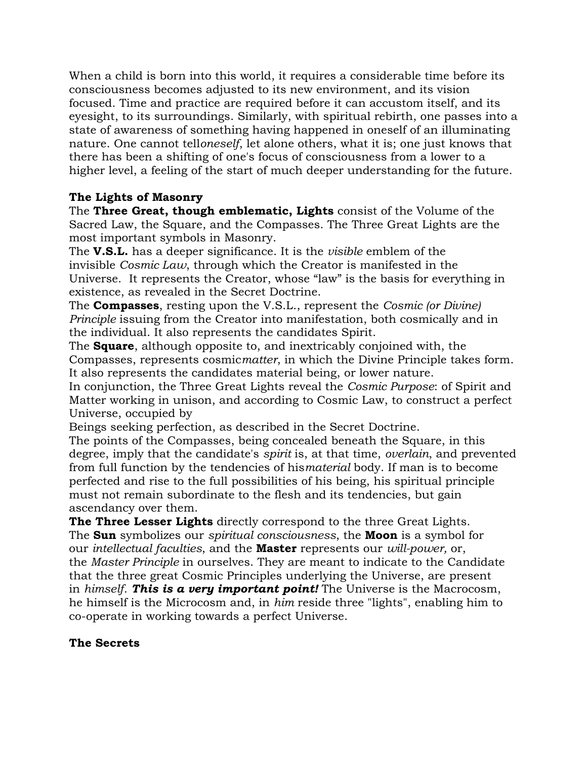When a child is born into this world, it requires a considerable time before its consciousness becomes adjusted to its new environment, and its vision focused. Time and practice are required before it can accustom itself, and its eyesight, to its surroundings. Similarly, with spiritual rebirth, one passes into a state of awareness of something having happened in oneself of an illuminating nature. One cannot tell*oneself*, let alone others, what it is; one just knows that there has been a shifting of one's focus of consciousness from a lower to a higher level, a feeling of the start of much deeper understanding for the future.

**The Lights of Masonry**

The **Three Great, though emblematic, Lights** consist of the Volume of the Sacred Law, the Square, and the Compasses. The Three Great Lights are the most important symbols in Masonry.

The **V.S.L.** has a deeper significance. It is the *visible* emblem of the invisible *Cosmic Law*, through which the Creator is manifested in the Universe. It represents the Creator, whose "law" is the basis for everything in existence, as revealed in the Secret Doctrine.

The **Compasses**, resting upon the V.S.L., represent the *Cosmic (or Divine) Principle* issuing from the Creator into manifestation, both cosmically and in the individual. It also represents the candidates Spirit.

The **Square**, although opposite to, and inextricably conjoined with, the Compasses, represents cosmic*matter*, in which the Divine Principle takes form. It also represents the candidates material being, or lower nature.

In conjunction, the Three Great Lights reveal the *Cosmic Purpose*: of Spirit and Matter working in unison, and according to Cosmic Law, to construct a perfect Universe, occupied by

Beings seeking perfection, as described in the Secret Doctrine.

The points of the Compasses, being concealed beneath the Square, in this degree, imply that the candidate's *spirit* is, at that time, *overlain*, and prevented from full function by the tendencies of his*material* body. If man is to become perfected and rise to the full possibilities of his being, his spiritual principle must not remain subordinate to the flesh and its tendencies, but gain ascendancy over them.

**The Three Lesser Lights** directly correspond to the three Great Lights. The **Sun** symbolizes our *spiritual consciousness*, the **Moon** is a symbol for our *intellectual faculties*, and the **Master** represents our *will-power,* or, the *Master Principle* in ourselves. They are meant to indicate to the Candidate that the three great Cosmic Principles underlying the Universe, are present in *himself*. ***This is a very important point!*** The Universe is the Macrocosm, he himself is the Microcosm and, in *him* reside three "lights", enabling him to co-operate in working towards a perfect Universe.

**The Secrets**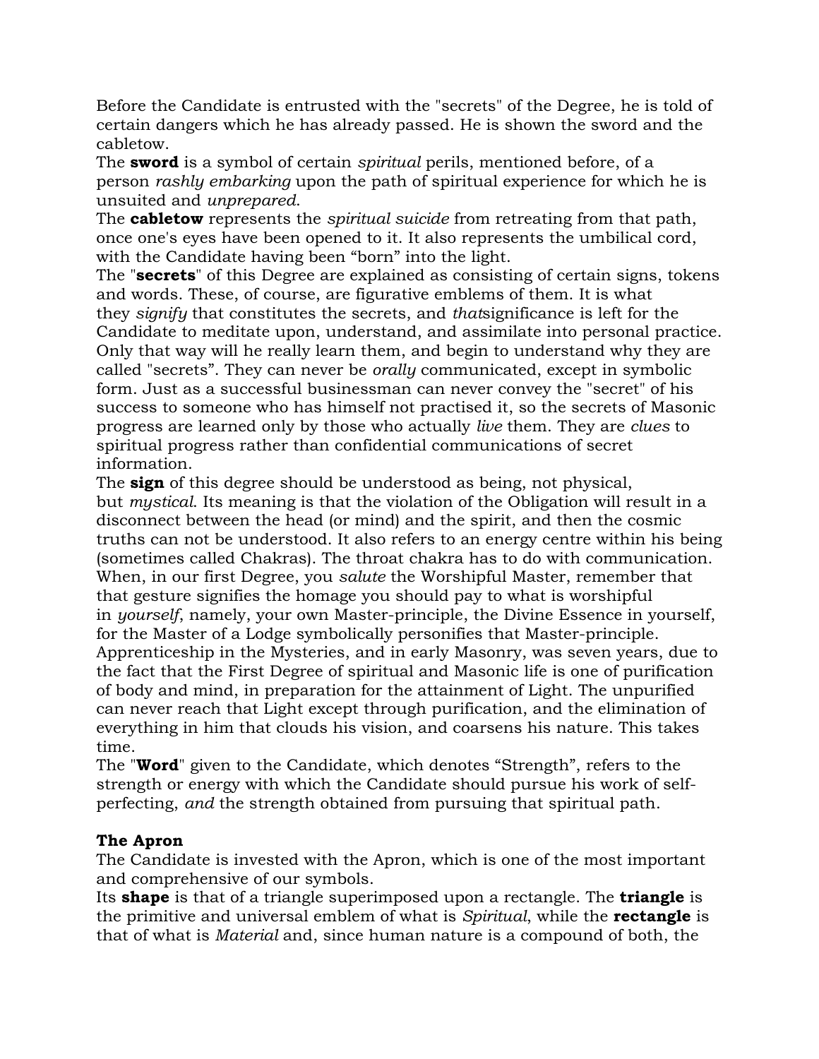Before the Candidate is entrusted with the "secrets" of the Degree, he is told of certain dangers which he has already passed. He is shown the sword and the cabletow.

The **sword** is a symbol of certain *spiritual* perils, mentioned before, of a person *rashly embarking* upon the path of spiritual experience for which he is unsuited and *unprepared*.

The **cabletow** represents the *spiritual suicide* from retreating from that path, once one's eyes have been opened to it. It also represents the umbilical cord, with the Candidate having been "born" into the light.

The "**secrets**" of this Degree are explained as consisting of certain signs, tokens and words. These, of course, are figurative emblems of them. It is what they *signify* that constitutes the secrets, and *that*significance is left for the Candidate to meditate upon, understand, and assimilate into personal practice. Only that way will he really learn them, and begin to understand why they are called "secrets". They can never be *orally* communicated, except in symbolic form. Just as a successful businessman can never convey the "secret" of his success to someone who has himself not practised it, so the secrets of Masonic progress are learned only by those who actually *live* them. They are *clues* to spiritual progress rather than confidential communications of secret information.

The **sign** of this degree should be understood as being, not physical, but *mystical*. Its meaning is that the violation of the Obligation will result in a disconnect between the head (or mind) and the spirit, and then the cosmic truths can not be understood. It also refers to an energy centre within his being (sometimes called Chakras). The throat chakra has to do with communication.

When, in our first Degree, you *salute* the Worshipful Master, remember that that gesture signifies the homage you should pay to what is worshipful in *yourself*, namely, your own Master-principle, the Divine Essence in yourself, for the Master of a Lodge symbolically personifies that Master-principle.

Apprenticeship in the Mysteries, and in early Masonry, was seven years, due to the fact that the First Degree of spiritual and Masonic life is one of purification of body and mind, in preparation for the attainment of Light. The unpurified can never reach that Light except through purification, and the elimination of everything in him that clouds his vision, and coarsens his nature. This takes time.

The "**Word**" given to the Candidate, which denotes "Strength", refers to the strength or energy with which the Candidate should pursue his work of self-perfecting, *and* the strength obtained from pursuing that spiritual path.

## The Apron

The Candidate is invested with the Apron, which is one of the most important and comprehensive of our symbols.

Its **shape** is that of a triangle superimposed upon a rectangle. The **triangle** is the primitive and universal emblem of what is *Spiritual*, while the **rectangle** is that of what is *Material* and, since human nature is a compound of both, the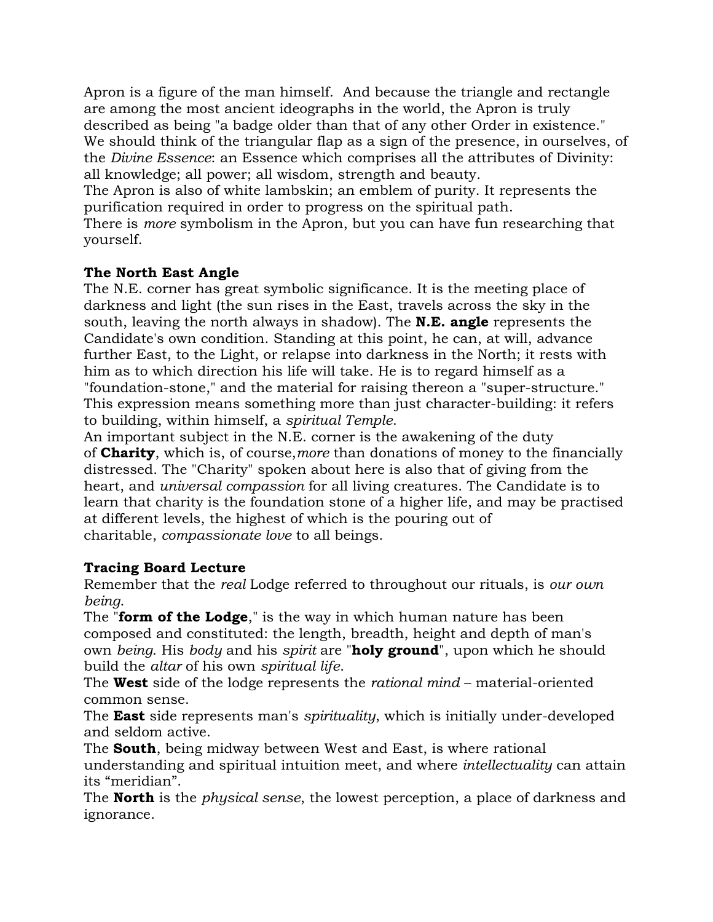Apron is a figure of the man himself. And because the triangle and rectangle are among the most ancient ideographs in the world, the Apron is truly described as being "a badge older than that of any other Order in existence." We should think of the triangular flap as a sign of the presence, in ourselves, of the *Divine Essence*: an Essence which comprises all the attributes of Divinity: all knowledge; all power; all wisdom, strength and beauty.
The Apron is also of white lambskin; an emblem of purity. It represents the purification required in order to progress on the spiritual path.
There is *more* symbolism in the Apron, but you can have fun researching that yourself.

**The North East Angle**
The N.E. corner has great symbolic significance. It is the meeting place of darkness and light (the sun rises in the East, travels across the sky in the south, leaving the north always in shadow). The **N.E. angle** represents the Candidate's own condition. Standing at this point, he can, at will, advance further East, to the Light, or relapse into darkness in the North; it rests with him as to which direction his life will take. He is to regard himself as a "foundation-stone," and the material for raising thereon a "super-structure." This expression means something more than just character-building: it refers to building, within himself, a *spiritual Temple*.
An important subject in the N.E. corner is the awakening of the duty of **Charity**, which is, of course, *more* than donations of money to the financially distressed. The "Charity" spoken about here is also that of giving from the heart, and *universal compassion* for all living creatures. The Candidate is to learn that charity is the foundation stone of a higher life, and may be practised at different levels, the highest of which is the pouring out of charitable, *compassionate love* to all beings.

**Tracing Board Lecture**
Remember that the *real* Lodge referred to throughout our rituals, is *our own being*.
The "**form of the Lodge**," is the way in which human nature has been composed and constituted: the length, breadth, height and depth of man's own *being*. His *body* and his *spirit* are "**holy ground**", upon which he should build the *altar* of his own *spiritual life*.
The **West** side of the lodge represents the *rational mind* – material-oriented common sense.
The **East** side represents man's *spirituality*, which is initially under-developed and seldom active.
The **South**, being midway between West and East, is where rational understanding and spiritual intuition meet, and where *intellectuality* can attain its "meridian".
The **North** is the *physical sense*, the lowest perception, a place of darkness and ignorance.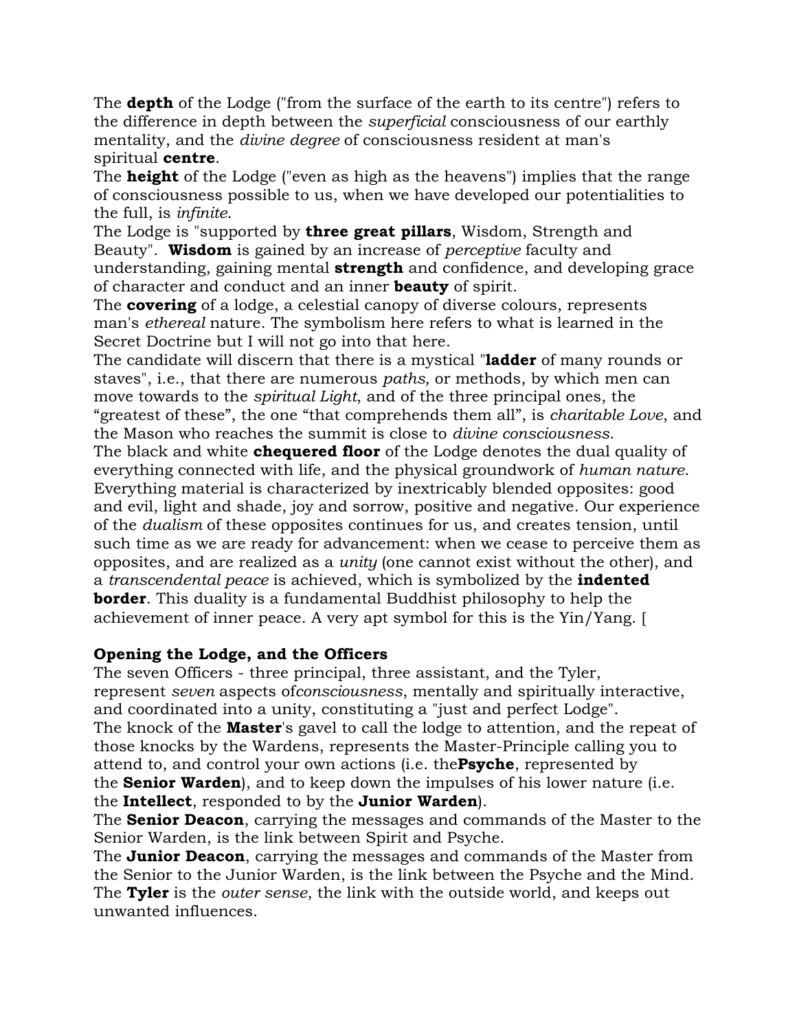The **depth** of the Lodge ("from the surface of the earth to its centre") refers to the difference in depth between the *superficial* consciousness of our earthly mentality, and the *divine degree* of consciousness resident at man's spiritual **centre**.

The **height** of the Lodge ("even as high as the heavens") implies that the range of consciousness possible to us, when we have developed our potentialities to the full, is *infinite*.

The Lodge is "supported by **three great pillars**, Wisdom, Strength and Beauty". **Wisdom** is gained by an increase of *perceptive* faculty and understanding, gaining mental **strength** and confidence, and developing grace of character and conduct and an inner **beauty** of spirit.

The **covering** of a lodge, a celestial canopy of diverse colours, represents man's *ethereal* nature. The symbolism here refers to what is learned in the Secret Doctrine but I will not go into that here.

The candidate will discern that there is a mystical "**ladder** of many rounds or staves", i.e., that there are numerous *paths,* or methods, by which men can move towards to the *spiritual Light*, and of the three principal ones, the "greatest of these", the one "that comprehends them all", is *charitable Love*, and the Mason who reaches the summit is close to *divine consciousness*.

The black and white **chequered floor** of the Lodge denotes the dual quality of everything connected with life, and the physical groundwork of *human nature*. Everything material is characterized by inextricably blended opposites: good and evil, light and shade, joy and sorrow, positive and negative. Our experience of the *dualism* of these opposites continues for us, and creates tension, until such time as we are ready for advancement: when we cease to perceive them as opposites, and are realized as a *unity* (one cannot exist without the other), and a *transcendental peace* is achieved, which is symbolized by the **indented border**. This duality is a fundamental Buddhist philosophy to help the achievement of inner peace. A very apt symbol for this is the Yin/Yang. [

**Opening the Lodge, and the Officers**

The seven Officers - three principal, three assistant, and the Tyler, represent *seven* aspects of*consciousness*, mentally and spiritually interactive, and coordinated into a unity, constituting a "just and perfect Lodge".

The knock of the **Master**'s gavel to call the lodge to attention, and the repeat of those knocks by the Wardens, represents the Master-Principle calling you to attend to, and control your own actions (i.e. the**Psyche**, represented by the **Senior Warden**), and to keep down the impulses of his lower nature (i.e. the **Intellect**, responded to by the **Junior Warden**).

The **Senior Deacon**, carrying the messages and commands of the Master to the Senior Warden, is the link between Spirit and Psyche.

The **Junior Deacon**, carrying the messages and commands of the Master from the Senior to the Junior Warden, is the link between the Psyche and the Mind.

The **Tyler** is the *outer sense*, the link with the outside world, and keeps out unwanted influences.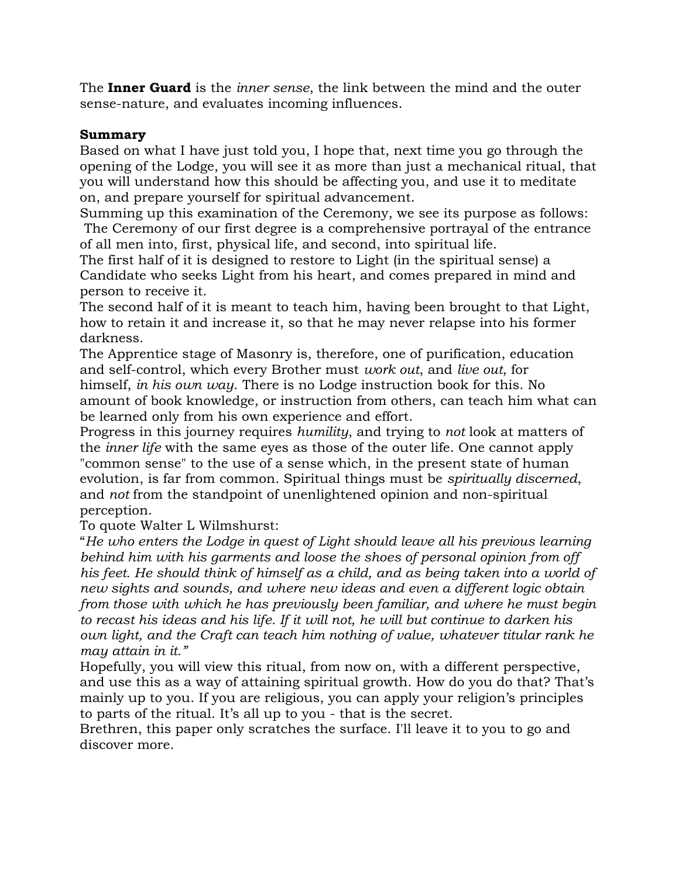The **Inner Guard** is the *inner sense*, the link between the mind and the outer sense-nature, and evaluates incoming influences.

**Summary**

Based on what I have just told you, I hope that, next time you go through the opening of the Lodge, you will see it as more than just a mechanical ritual, that you will understand how this should be affecting you, and use it to meditate on, and prepare yourself for spiritual advancement.

Summing up this examination of the Ceremony, we see its purpose as follows:

The Ceremony of our first degree is a comprehensive portrayal of the entrance of all men into, first, physical life, and second, into spiritual life.

The first half of it is designed to restore to Light (in the spiritual sense) a Candidate who seeks Light from his heart, and comes prepared in mind and person to receive it.

The second half of it is meant to teach him, having been brought to that Light, how to retain it and increase it, so that he may never relapse into his former darkness.

The Apprentice stage of Masonry is, therefore, one of purification, education and self-control, which every Brother must *work out*, and *live out*, for himself, *in his own way*. There is no Lodge instruction book for this. No amount of book knowledge, or instruction from others, can teach him what can be learned only from his own experience and effort.

Progress in this journey requires *humility*, and trying to *not* look at matters of the *inner life* with the same eyes as those of the outer life. One cannot apply "common sense" to the use of a sense which, in the present state of human evolution, is far from common. Spiritual things must be *spiritually discerned*, and *not* from the standpoint of unenlightened opinion and non-spiritual perception.

To quote Walter L Wilmshurst:

"*He who enters the Lodge in quest of Light should leave all his previous learning behind him with his garments and loose the shoes of personal opinion from off his feet. He should think of himself as a child, and as being taken into a world of new sights and sounds, and where new ideas and even a different logic obtain from those with which he has previously been familiar, and where he must begin to recast his ideas and his life. If it will not, he will but continue to darken his own light, and the Craft can teach him nothing of value, whatever titular rank he may attain in it.*"

Hopefully, you will view this ritual, from now on, with a different perspective, and use this as a way of attaining spiritual growth. How do you do that? That's mainly up to you. If you are religious, you can apply your religion's principles to parts of the ritual. It's all up to you - that is the secret.

Brethren, this paper only scratches the surface. I'll leave it to you to go and discover more.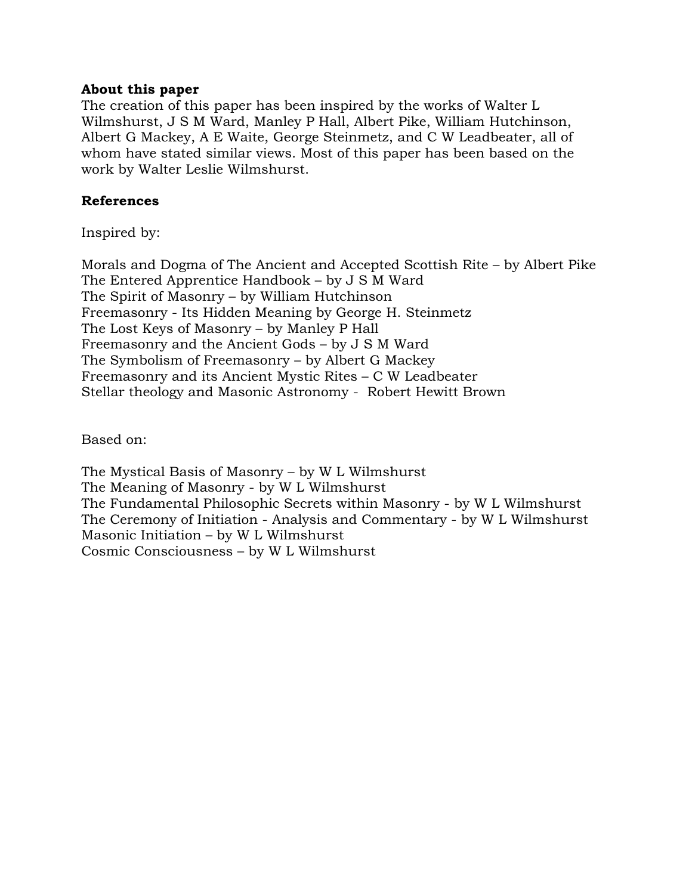**About this paper**

The creation of this paper has been inspired by the works of Walter L Wilmshurst, J S M Ward, Manley P Hall, Albert Pike, William Hutchinson, Albert G Mackey, A E Waite, George Steinmetz, and C W Leadbeater, all of whom have stated similar views. Most of this paper has been based on the work by Walter Leslie Wilmshurst.

**References**

Inspired by:

Morals and Dogma of The Ancient and Accepted Scottish Rite – by Albert Pike
The Entered Apprentice Handbook – by J S M Ward
The Spirit of Masonry – by William Hutchinson
Freemasonry - Its Hidden Meaning by George H. Steinmetz
The Lost Keys of Masonry – by Manley P Hall
Freemasonry and the Ancient Gods – by J S M Ward
The Symbolism of Freemasonry – by Albert G Mackey
Freemasonry and its Ancient Mystic Rites – C W Leadbeater
Stellar theology and Masonic Astronomy - Robert Hewitt Brown

Based on:

The Mystical Basis of Masonry – by W L Wilmshurst
The Meaning of Masonry - by W L Wilmshurst
The Fundamental Philosophic Secrets within Masonry - by W L Wilmshurst
The Ceremony of Initiation - Analysis and Commentary - by W L Wilmshurst
Masonic Initiation – by W L Wilmshurst
Cosmic Consciousness – by W L Wilmshurst